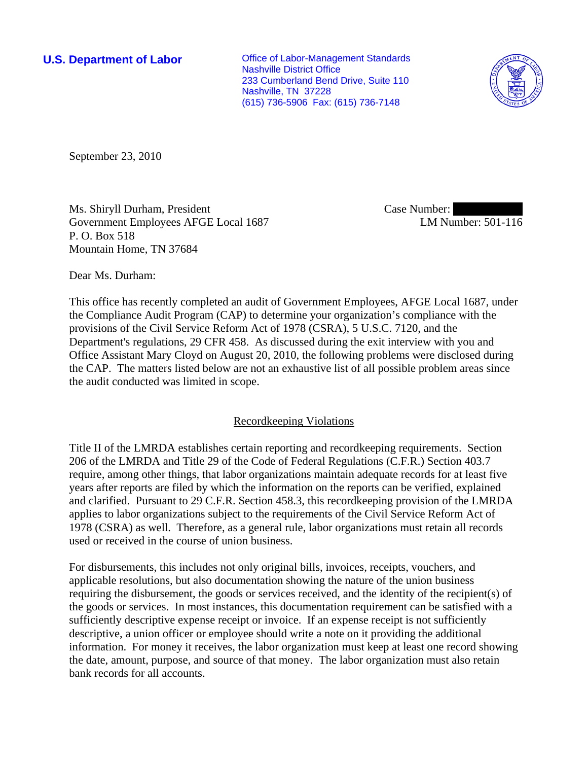**U.S. Department of Labor**

Office of Labor-Management Standards
Nashville District Office
233 Cumberland Bend Drive, Suite 110
Nashville, TN 37228
(615) 736-5906 Fax: (615) 736-7148

September 23, 2010

Ms. Shiryll Durham, President
Government Employees AFGE Local 1687
P. O. Box 518
Mountain Home, TN 37684

Case Number: 
LM Number: 501-116

Dear Ms. Durham:

This office has recently completed an audit of Government Employees, AFGE Local 1687, under the Compliance Audit Program (CAP) to determine your organization's compliance with the provisions of the Civil Service Reform Act of 1978 (CSRA), 5 U.S.C. 7120, and the Department's regulations, 29 CFR 458. As discussed during the exit interview with you and Office Assistant Mary Cloyd on August 20, 2010, the following problems were disclosed during the CAP. The matters listed below are not an exhaustive list of all possible problem areas since the audit conducted was limited in scope.

## Recordkeeping Violations

Title II of the LMRDA establishes certain reporting and recordkeeping requirements. Section 206 of the LMRDA and Title 29 of the Code of Federal Regulations (C.F.R.) Section 403.7 require, among other things, that labor organizations maintain adequate records for at least five years after reports are filed by which the information on the reports can be verified, explained and clarified. Pursuant to 29 C.F.R. Section 458.3, this recordkeeping provision of the LMRDA applies to labor organizations subject to the requirements of the Civil Service Reform Act of 1978 (CSRA) as well. Therefore, as a general rule, labor organizations must retain all records used or received in the course of union business.

For disbursements, this includes not only original bills, invoices, receipts, vouchers, and applicable resolutions, but also documentation showing the nature of the union business requiring the disbursement, the goods or services received, and the identity of the recipient(s) of the goods or services. In most instances, this documentation requirement can be satisfied with a sufficiently descriptive expense receipt or invoice. If an expense receipt is not sufficiently descriptive, a union officer or employee should write a note on it providing the additional information. For money it receives, the labor organization must keep at least one record showing the date, amount, purpose, and source of that money. The labor organization must also retain bank records for all accounts.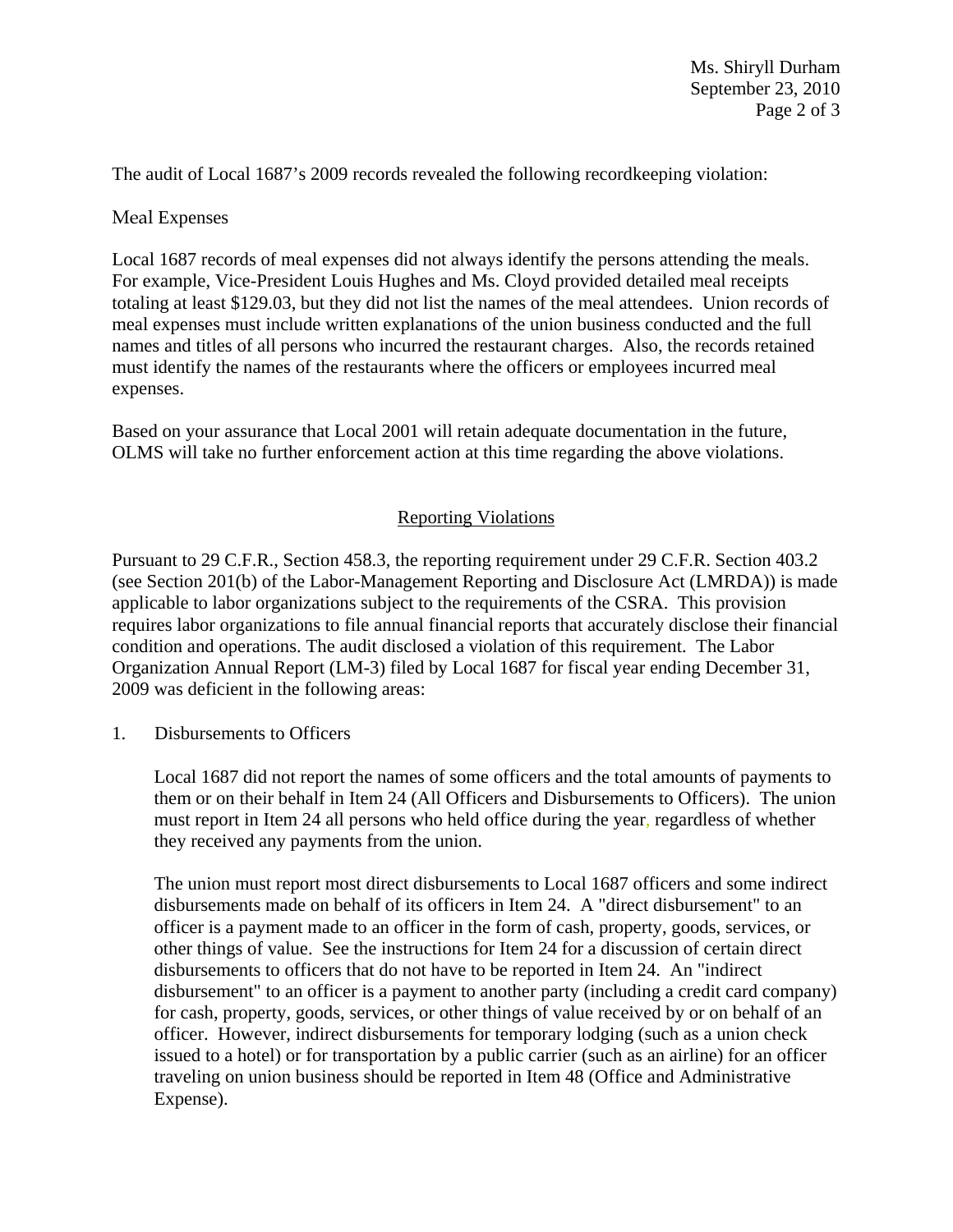The audit of Local 1687's 2009 records revealed the following recordkeeping violation:

Meal Expenses

Local 1687 records of meal expenses did not always identify the persons attending the meals. For example, Vice-President Louis Hughes and Ms. Cloyd provided detailed meal receipts totaling at least $129.03, but they did not list the names of the meal attendees. Union records of meal expenses must include written explanations of the union business conducted and the full names and titles of all persons who incurred the restaurant charges. Also, the records retained must identify the names of the restaurants where the officers or employees incurred meal expenses.

Based on your assurance that Local 2001 will retain adequate documentation in the future, OLMS will take no further enforcement action at this time regarding the above violations.

## Reporting Violations

Pursuant to 29 C.F.R., Section 458.3, the reporting requirement under 29 C.F.R. Section 403.2 (see Section 201(b) of the Labor-Management Reporting and Disclosure Act (LMRDA)) is made applicable to labor organizations subject to the requirements of the CSRA. This provision requires labor organizations to file annual financial reports that accurately disclose their financial condition and operations. The audit disclosed a violation of this requirement. The Labor Organization Annual Report (LM-3) filed by Local 1687 for fiscal year ending December 31, 2009 was deficient in the following areas:

1. Disbursements to Officers

   Local 1687 did not report the names of some officers and the total amounts of payments to them or on their behalf in Item 24 (All Officers and Disbursements to Officers). The union must report in Item 24 all persons who held office during the year, regardless of whether they received any payments from the union.

   The union must report most direct disbursements to Local 1687 officers and some indirect disbursements made on behalf of its officers in Item 24. A "direct disbursement" to an officer is a payment made to an officer in the form of cash, property, goods, services, or other things of value. See the instructions for Item 24 for a discussion of certain direct disbursements to officers that do not have to be reported in Item 24. An "indirect disbursement" to an officer is a payment to another party (including a credit card company) for cash, property, goods, services, or other things of value received by or on behalf of an officer. However, indirect disbursements for temporary lodging (such as a union check issued to a hotel) or for transportation by a public carrier (such as an airline) for an officer traveling on union business should be reported in Item 48 (Office and Administrative Expense).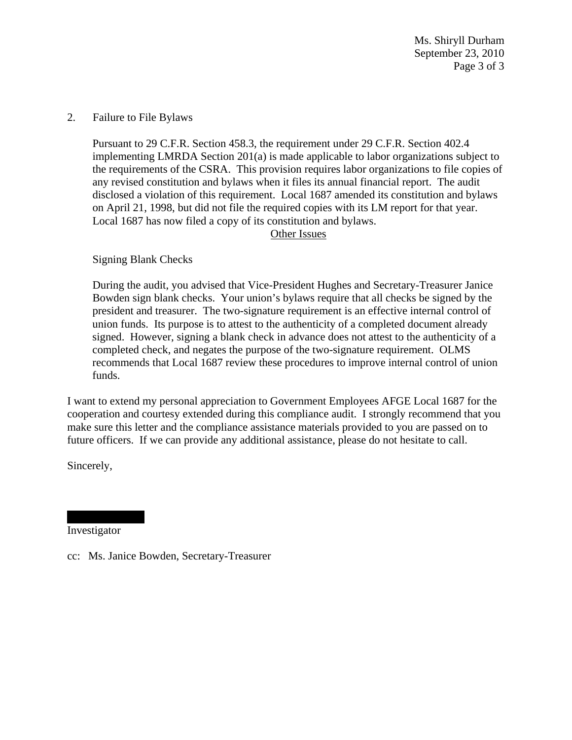2. Failure to File Bylaws

Pursuant to 29 C.F.R. Section 458.3, the requirement under 29 C.F.R. Section 402.4 implementing LMRDA Section 201(a) is made applicable to labor organizations subject to the requirements of the CSRA. This provision requires labor organizations to file copies of any revised constitution and bylaws when it files its annual financial report. The audit disclosed a violation of this requirement. Local 1687 amended its constitution and bylaws on April 21, 1998, but did not file the required copies with its LM report for that year. Local 1687 has now filed a copy of its constitution and bylaws.

## Other Issues

### Signing Blank Checks

During the audit, you advised that Vice-President Hughes and Secretary-Treasurer Janice Bowden sign blank checks. Your union's bylaws require that all checks be signed by the president and treasurer. The two-signature requirement is an effective internal control of union funds. Its purpose is to attest to the authenticity of a completed document already signed. However, signing a blank check in advance does not attest to the authenticity of a completed check, and negates the purpose of the two-signature requirement. OLMS recommends that Local 1687 review these procedures to improve internal control of union funds.

I want to extend my personal appreciation to Government Employees AFGE Local 1687 for the cooperation and courtesy extended during this compliance audit. I strongly recommend that you make sure this letter and the compliance assistance materials provided to you are passed on to future officers. If we can provide any additional assistance, please do not hesitate to call.

Sincerely,

Investigator

cc: Ms. Janice Bowden, Secretary-Treasurer